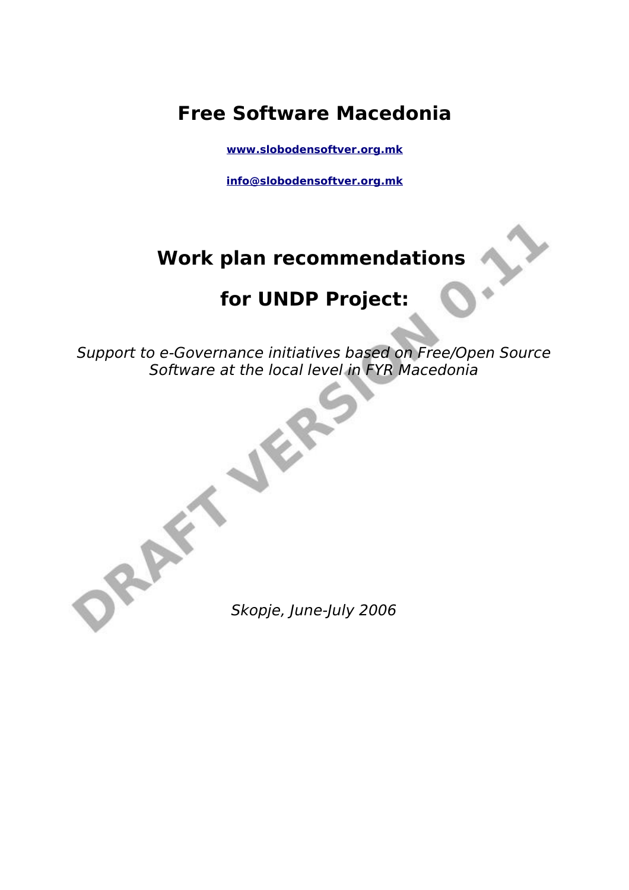# Free Software Macedonia

[www.slobodensoftver.org.mk](http://www.slobodensoftver.org.mk)

[info@slobodensoftver.org.mk](mailto:info@slobodensoftver.org.mk)

# Work plan recommendations

# for UNDP Project:

*Support to e-Governance initiatives based on Free/Open Source Software at the local level in FYR Macedonia*

DRAFT VERSION 0.11

*Skopje, June-July 2006*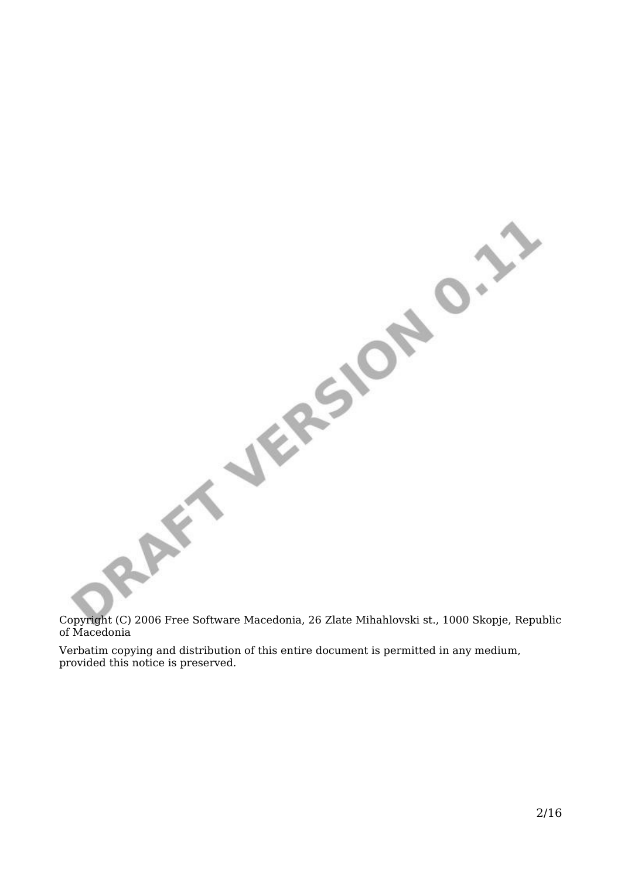Copyright (C) 2006 Free Software Macedonia, 26 Zlate Mihahlovski st., 1000 Skopje, Republic of Macedonia

Verbatim copying and distribution of this entire document is permitted in any medium, provided this notice is preserved.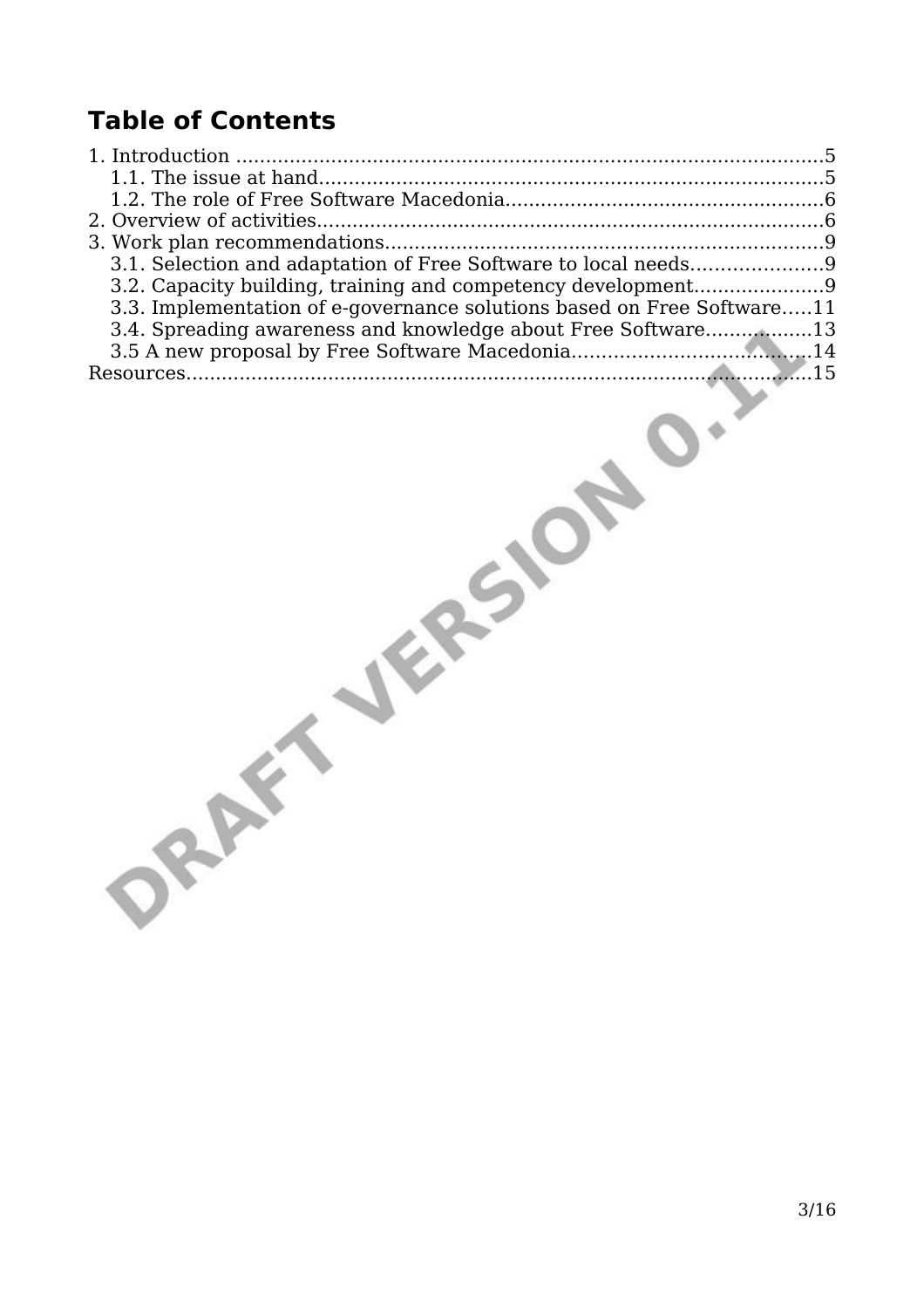# Table of Contents

1. Introduction ....................................................................................................5
   1.1. The issue at hand......................................................................................5
   1.2. The role of Free Software Macedonia......................................................6
2. Overview of activities......................................................................................6
3. Work plan recommendations..........................................................................9
   3.1. Selection and adaptation of Free Software to local needs......................9
   3.2. Capacity building, training and competency development......................9
   3.3. Implementation of e-governance solutions based on Free Software.....11
   3.4. Spreading awareness and knowledge about Free Software..................13
   3.5 A new proposal by Free Software Macedonia........................................14

Resources...........................................................................................................15

DRAFT VERSION 0.11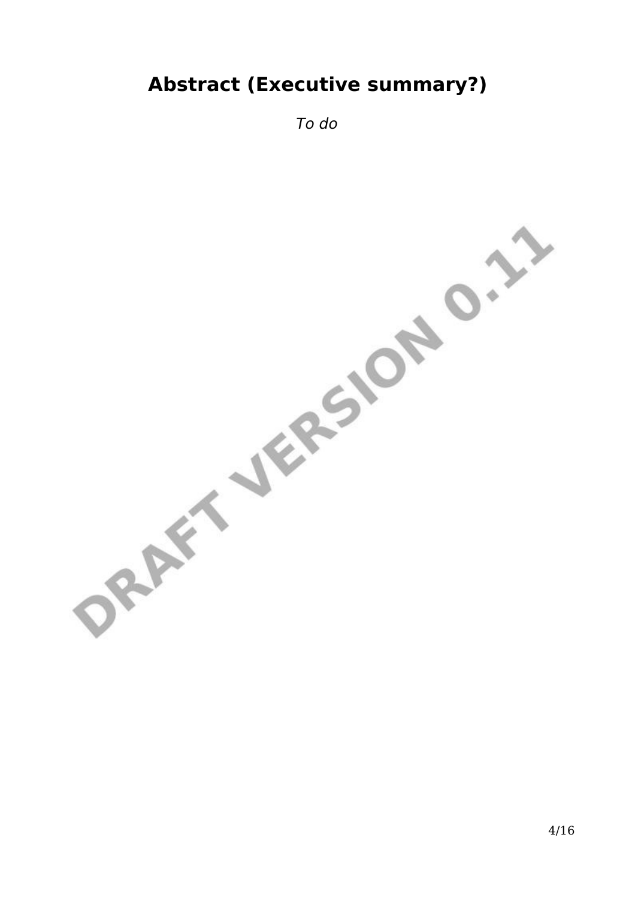# Abstract (Executive summary?)

*To do*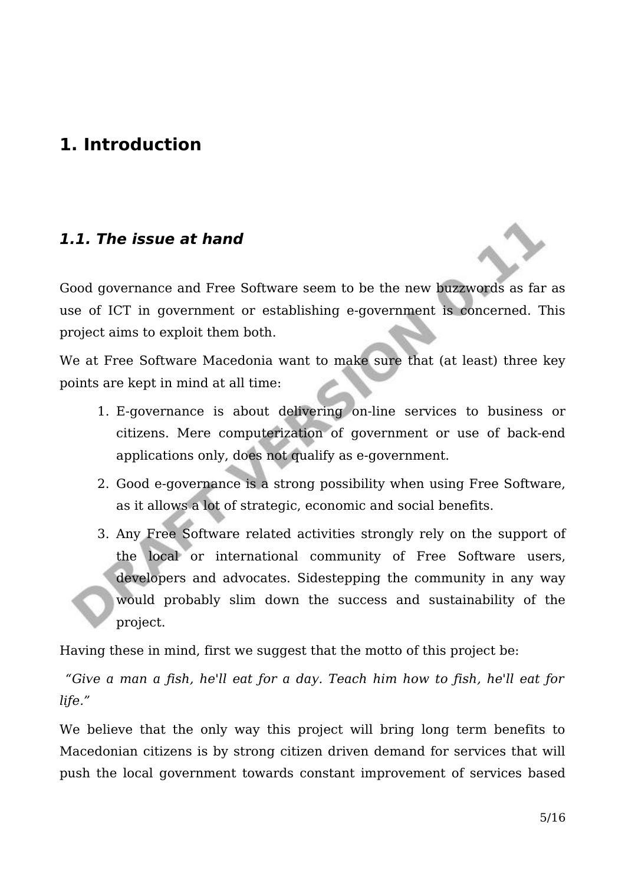# 1. Introduction

## *1.1. The issue at hand*

Good governance and Free Software seem to be the new buzzwords as far as use of ICT in government or establishing e-government is concerned. This project aims to exploit them both.

We at Free Software Macedonia want to make sure that (at least) three key points are kept in mind at all time:

1. E-governance is about delivering on-line services to business or citizens. Mere computerization of government or use of back-end applications only, does not qualify as e-government.
2. Good e-governance is a strong possibility when using Free Software, as it allows a lot of strategic, economic and social benefits.
3. Any Free Software related activities strongly rely on the support of the local or international community of Free Software users, developers and advocates. Sidestepping the community in any way would probably slim down the success and sustainability of the project.

Having these in mind, first we suggest that the motto of this project be:

*"Give a man a fish, he'll eat for a day. Teach him how to fish, he'll eat for life."*

We believe that the only way this project will bring long term benefits to Macedonian citizens is by strong citizen driven demand for services that will push the local government towards constant improvement of services based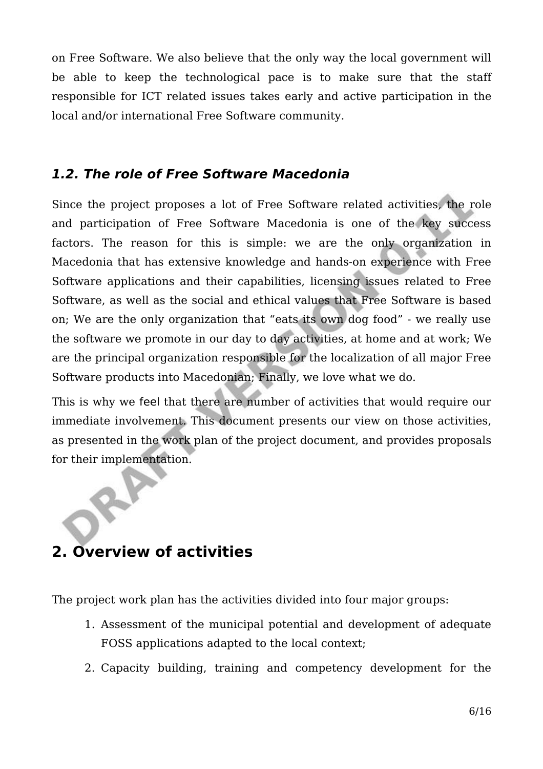on Free Software. We also believe that the only way the local government will be able to keep the technological pace is to make sure that the staff responsible for ICT related issues takes early and active participation in the local and/or international Free Software community.

### *1.2. The role of Free Software Macedonia*

Since the project proposes a lot of Free Software related activities, the role and participation of Free Software Macedonia is one of the key success factors. The reason for this is simple: we are the only organization in Macedonia that has extensive knowledge and hands-on experience with Free Software applications and their capabilities, licensing issues related to Free Software, as well as the social and ethical values that Free Software is based on; We are the only organization that "eats its own dog food" - we really use the software we promote in our day to day activities, at home and at work; We are the principal organization responsible for the localization of all major Free Software products into Macedonian; Finally, we love what we do.

This is why we feel that there are number of activities that would require our immediate involvement. This document presents our view on those activities, as presented in the work plan of the project document, and provides proposals for their implementation.

## 2. Overview of activities

The project work plan has the activities divided into four major groups:

1. Assessment of the municipal potential and development of adequate FOSS applications adapted to the local context;
2. Capacity building, training and competency development for the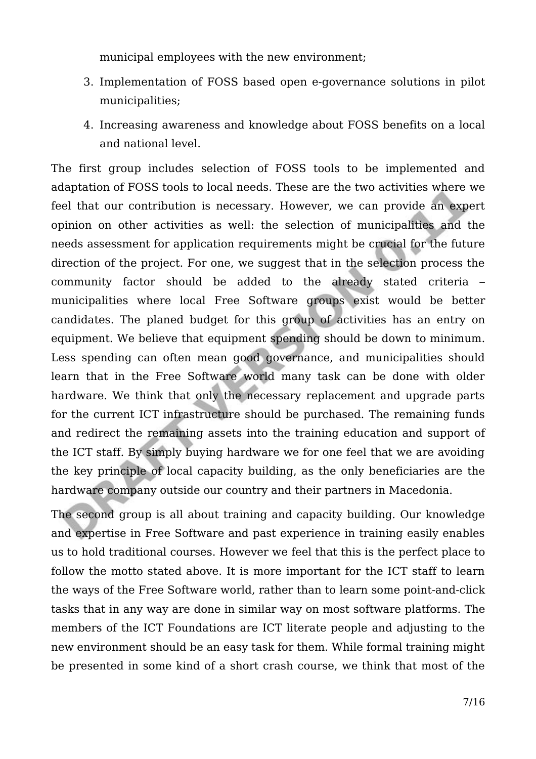municipal employees with the new environment;

3. Implementation of FOSS based open e-governance solutions in pilot municipalities;
4. Increasing awareness and knowledge about FOSS benefits on a local and national level.

The first group includes selection of FOSS tools to be implemented and adaptation of FOSS tools to local needs. These are the two activities where we feel that our contribution is necessary. However, we can provide an expert opinion on other activities as well: the selection of municipalities and the needs assessment for application requirements might be crucial for the future direction of the project. For one, we suggest that in the selection process the community factor should be added to the already stated criteria – municipalities where local Free Software groups exist would be better candidates. The planed budget for this group of activities has an entry on equipment. We believe that equipment spending should be down to minimum. Less spending can often mean good governance, and municipalities should learn that in the Free Software world many task can be done with older hardware. We think that only the necessary replacement and upgrade parts for the current ICT infrastructure should be purchased. The remaining funds and redirect the remaining assets into the training education and support of the ICT staff. By simply buying hardware we for one feel that we are avoiding the key principle of local capacity building, as the only beneficiaries are the hardware company outside our country and their partners in Macedonia.

The second group is all about training and capacity building. Our knowledge and expertise in Free Software and past experience in training easily enables us to hold traditional courses. However we feel that this is the perfect place to follow the motto stated above. It is more important for the ICT staff to learn the ways of the Free Software world, rather than to learn some point-and-click tasks that in any way are done in similar way on most software platforms. The members of the ICT Foundations are ICT literate people and adjusting to the new environment should be an easy task for them. While formal training might be presented in some kind of a short crash course, we think that most of the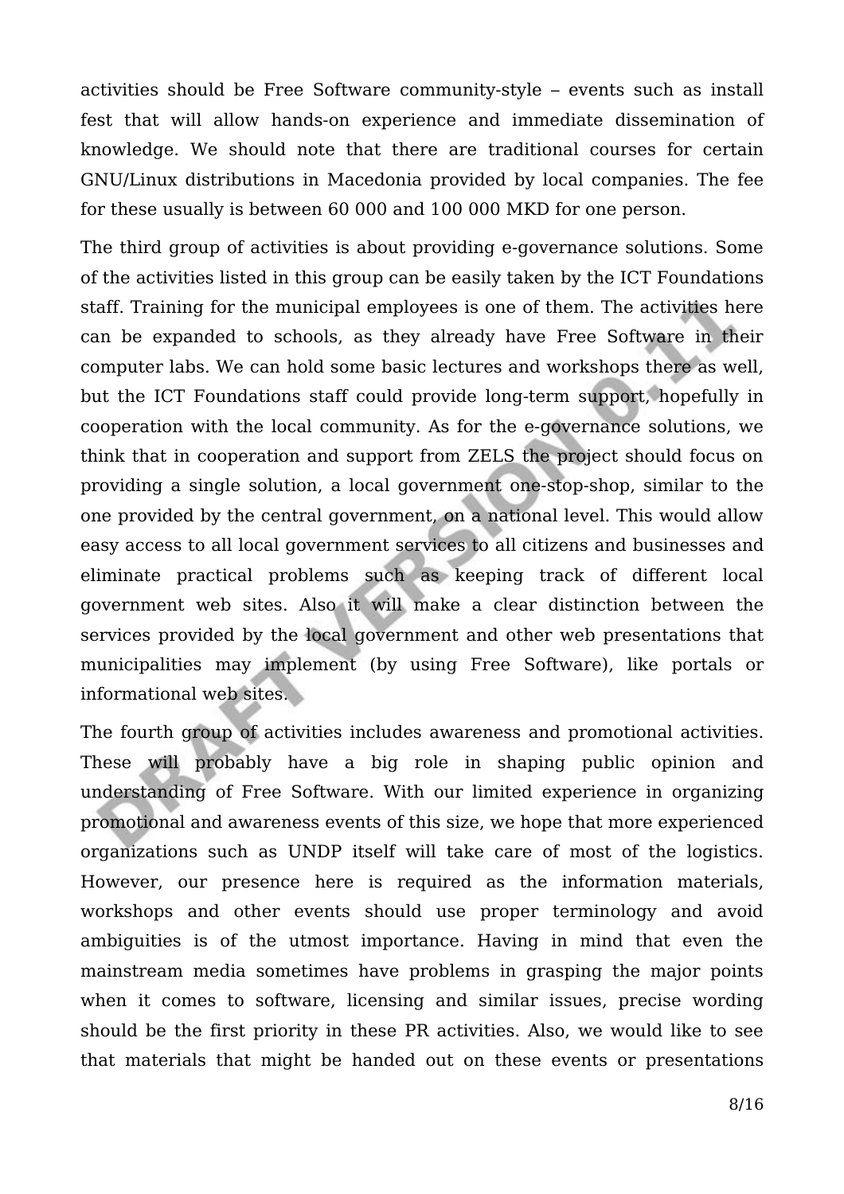activities should be Free Software community-style – events such as install fest that will allow hands-on experience and immediate dissemination of knowledge. We should note that there are traditional courses for certain GNU/Linux distributions in Macedonia provided by local companies. The fee for these usually is between 60 000 and 100 000 MKD for one person.

The third group of activities is about providing e-governance solutions. Some of the activities listed in this group can be easily taken by the ICT Foundations staff. Training for the municipal employees is one of them. The activities here can be expanded to schools, as they already have Free Software in their computer labs. We can hold some basic lectures and workshops there as well, but the ICT Foundations staff could provide long-term support, hopefully in cooperation with the local community. As for the e-governance solutions, we think that in cooperation and support from ZELS the project should focus on providing a single solution, a local government one-stop-shop, similar to the one provided by the central government, on a national level. This would allow easy access to all local government services to all citizens and businesses and eliminate practical problems such as keeping track of different local government web sites. Also it will make a clear distinction between the services provided by the local government and other web presentations that municipalities may implement (by using Free Software), like portals or informational web sites.

The fourth group of activities includes awareness and promotional activities. These will probably have a big role in shaping public opinion and understanding of Free Software. With our limited experience in organizing promotional and awareness events of this size, we hope that more experienced organizations such as UNDP itself will take care of most of the logistics. However, our presence here is required as the information materials, workshops and other events should use proper terminology and avoid ambiguities is of the utmost importance. Having in mind that even the mainstream media sometimes have problems in grasping the major points when it comes to software, licensing and similar issues, precise wording should be the first priority in these PR activities. Also, we would like to see that materials that might be handed out on these events or presentations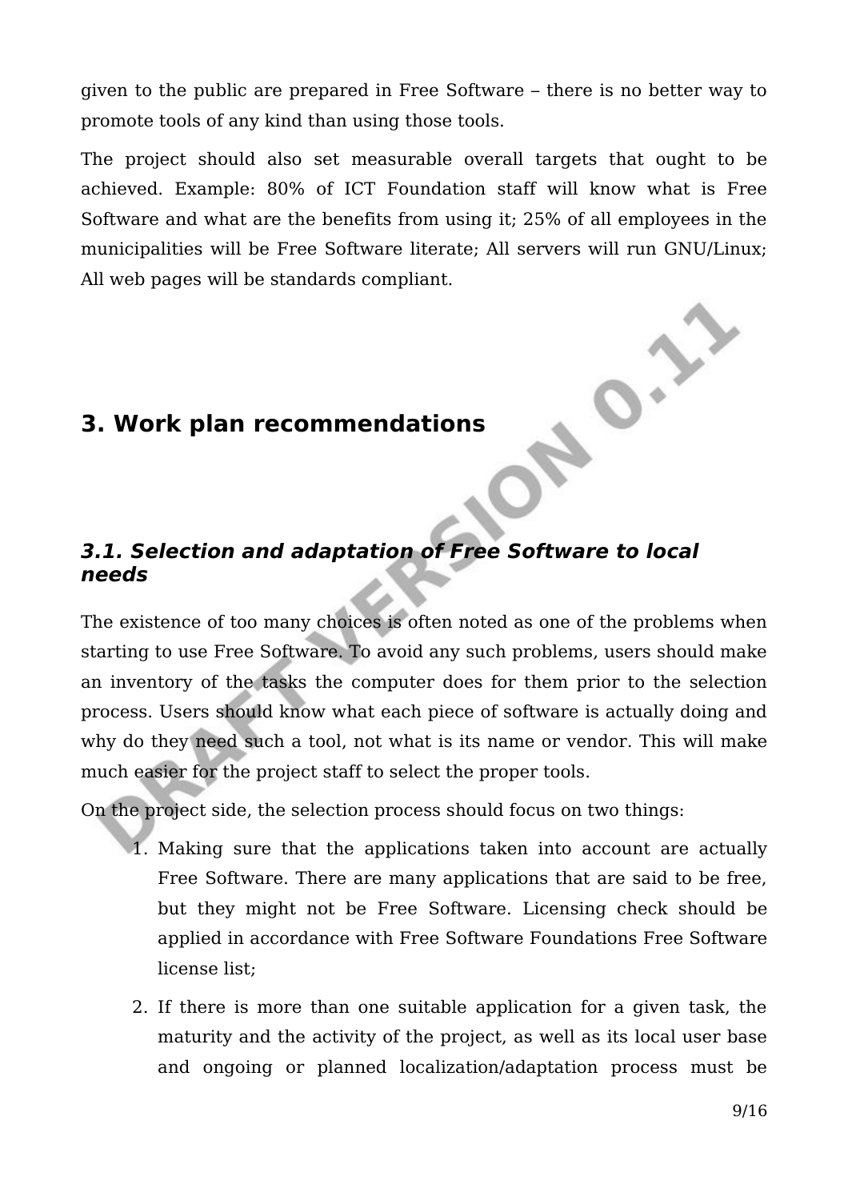given to the public are prepared in Free Software – there is no better way to promote tools of any kind than using those tools.

The project should also set measurable overall targets that ought to be achieved. Example: 80% of ICT Foundation staff will know what is Free Software and what are the benefits from using it; 25% of all employees in the municipalities will be Free Software literate; All servers will run GNU/Linux; All web pages will be standards compliant.

# 3. Work plan recommendations

## *3.1. Selection and adaptation of Free Software to local needs*

The existence of too many choices is often noted as one of the problems when starting to use Free Software. To avoid any such problems, users should make an inventory of the tasks the computer does for them prior to the selection process. Users should know what each piece of software is actually doing and why do they need such a tool, not what is its name or vendor. This will make much easier for the project staff to select the proper tools.

On the project side, the selection process should focus on two things:

1. Making sure that the applications taken into account are actually Free Software. There are many applications that are said to be free, but they might not be Free Software. Licensing check should be applied in accordance with Free Software Foundations Free Software license list;
2. If there is more than one suitable application for a given task, the maturity and the activity of the project, as well as its local user base and ongoing or planned localization/adaptation process must be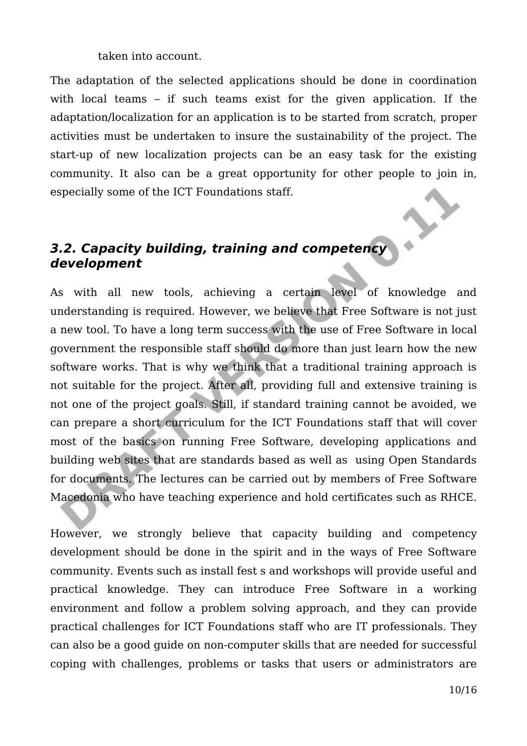taken into account.

The adaptation of the selected applications should be done in coordination with local teams – if such teams exist for the given application. If the adaptation/localization for an application is to be started from scratch, proper activities must be undertaken to insure the sustainability of the project. The start-up of new localization projects can be an easy task for the existing community. It also can be a great opportunity for other people to join in, especially some of the ICT Foundations staff.

## *3.2. Capacity building, training and competency development*

As with all new tools, achieving a certain level of knowledge and understanding is required. However, we believe that Free Software is not just a new tool. To have a long term success with the use of Free Software in local government the responsible staff should do more than just learn how the new software works. That is why we think that a traditional training approach is not suitable for the project. After all, providing full and extensive training is not one of the project goals. Still, if standard training cannot be avoided, we can prepare a short curriculum for the ICT Foundations staff that will cover most of the basics on running Free Software, developing applications and building web sites that are standards based as well as using Open Standards for documents. The lectures can be carried out by members of Free Software Macedonia who have teaching experience and hold certificates such as RHCE.

However, we strongly believe that capacity building and competency development should be done in the spirit and in the ways of Free Software community. Events such as install fest s and workshops will provide useful and practical knowledge. They can introduce Free Software in a working environment and follow a problem solving approach, and they can provide practical challenges for ICT Foundations staff who are IT professionals. They can also be a good guide on non-computer skills that are needed for successful coping with challenges, problems or tasks that users or administrators are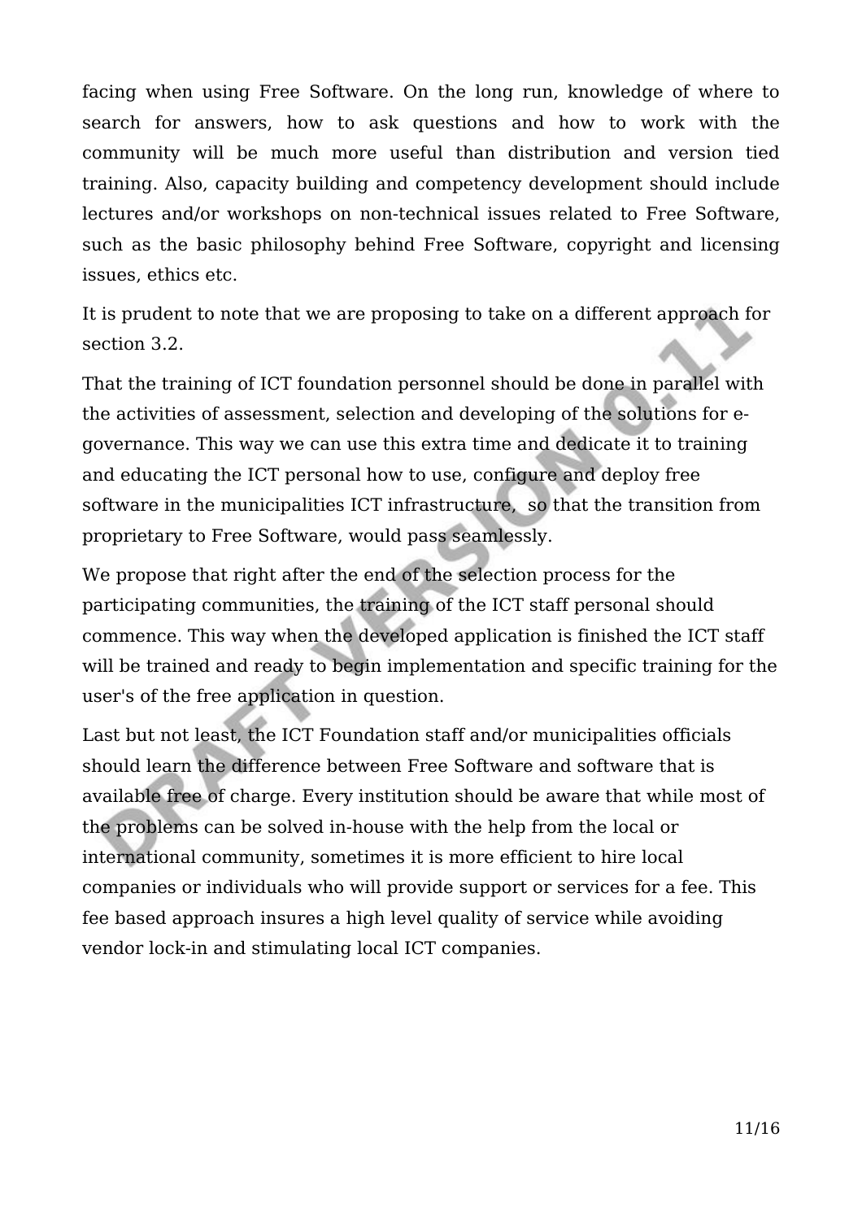facing when using Free Software. On the long run, knowledge of where to search for answers, how to ask questions and how to work with the community will be much more useful than distribution and version tied training. Also, capacity building and competency development should include lectures and/or workshops on non-technical issues related to Free Software, such as the basic philosophy behind Free Software, copyright and licensing issues, ethics etc.

It is prudent to note that we are proposing to take on a different approach for section 3.2.

That the training of ICT foundation personnel should be done in parallel with the activities of assessment, selection and developing of the solutions for e-governance. This way we can use this extra time and dedicate it to training and educating the ICT personal how to use, configure and deploy free software in the municipalities ICT infrastructure,  so that the transition from proprietary to Free Software, would pass seamlessly.

We propose that right after the end of the selection process for the participating communities, the training of the ICT staff personal should commence. This way when the developed application is finished the ICT staff will be trained and ready to begin implementation and specific training for the user's of the free application in question.

Last but not least, the ICT Foundation staff and/or municipalities officials should learn the difference between Free Software and software that is available free of charge. Every institution should be aware that while most of the problems can be solved in-house with the help from the local or international community, sometimes it is more efficient to hire local companies or individuals who will provide support or services for a fee. This fee based approach insures a high level quality of service while avoiding vendor lock-in and stimulating local ICT companies.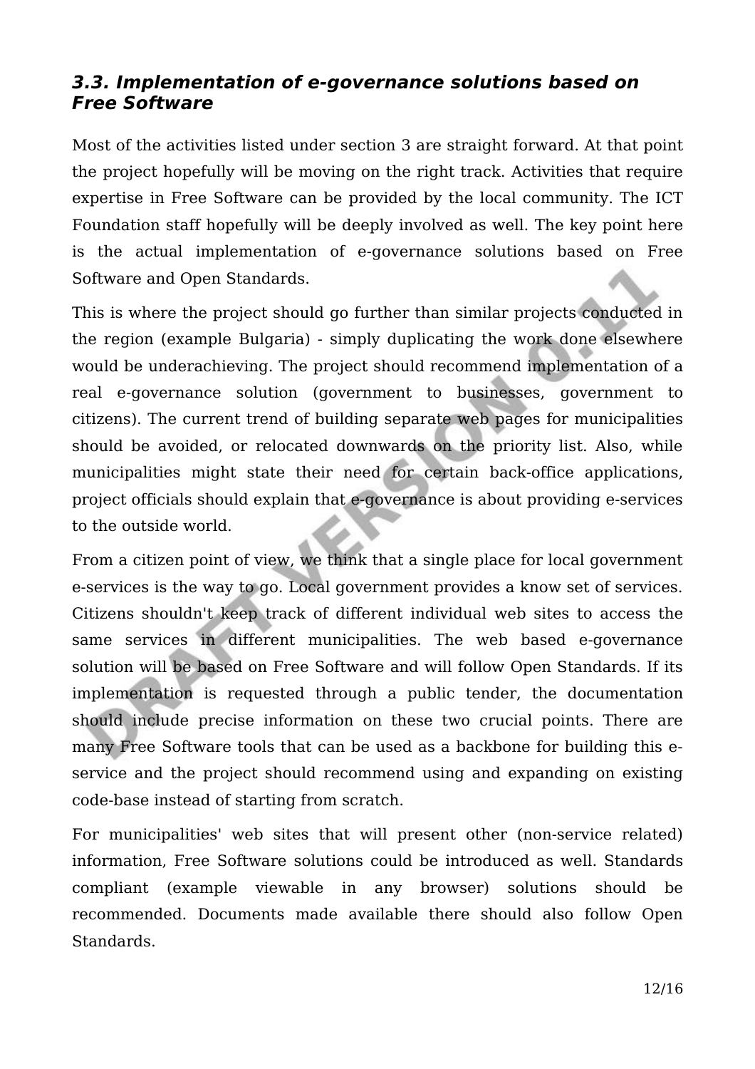### *3.3. Implementation of e-governance solutions based on Free Software*

Most of the activities listed under section 3 are straight forward. At that point the project hopefully will be moving on the right track. Activities that require expertise in Free Software can be provided by the local community. The ICT Foundation staff hopefully will be deeply involved as well. The key point here is the actual implementation of e-governance solutions based on Free Software and Open Standards.

This is where the project should go further than similar projects conducted in the region (example Bulgaria) - simply duplicating the work done elsewhere would be underachieving. The project should recommend implementation of a real e-governance solution (government to businesses, government to citizens). The current trend of building separate web pages for municipalities should be avoided, or relocated downwards on the priority list. Also, while municipalities might state their need for certain back-office applications, project officials should explain that e-governance is about providing e-services to the outside world.

From a citizen point of view, we think that a single place for local government e-services is the way to go. Local government provides a know set of services. Citizens shouldn't keep track of different individual web sites to access the same services in different municipalities. The web based e-governance solution will be based on Free Software and will follow Open Standards. If its implementation is requested through a public tender, the documentation should include precise information on these two crucial points. There are many Free Software tools that can be used as a backbone for building this e-service and the project should recommend using and expanding on existing code-base instead of starting from scratch.

For municipalities' web sites that will present other (non-service related) information, Free Software solutions could be introduced as well. Standards compliant (example viewable in any browser) solutions should be recommended. Documents made available there should also follow Open Standards.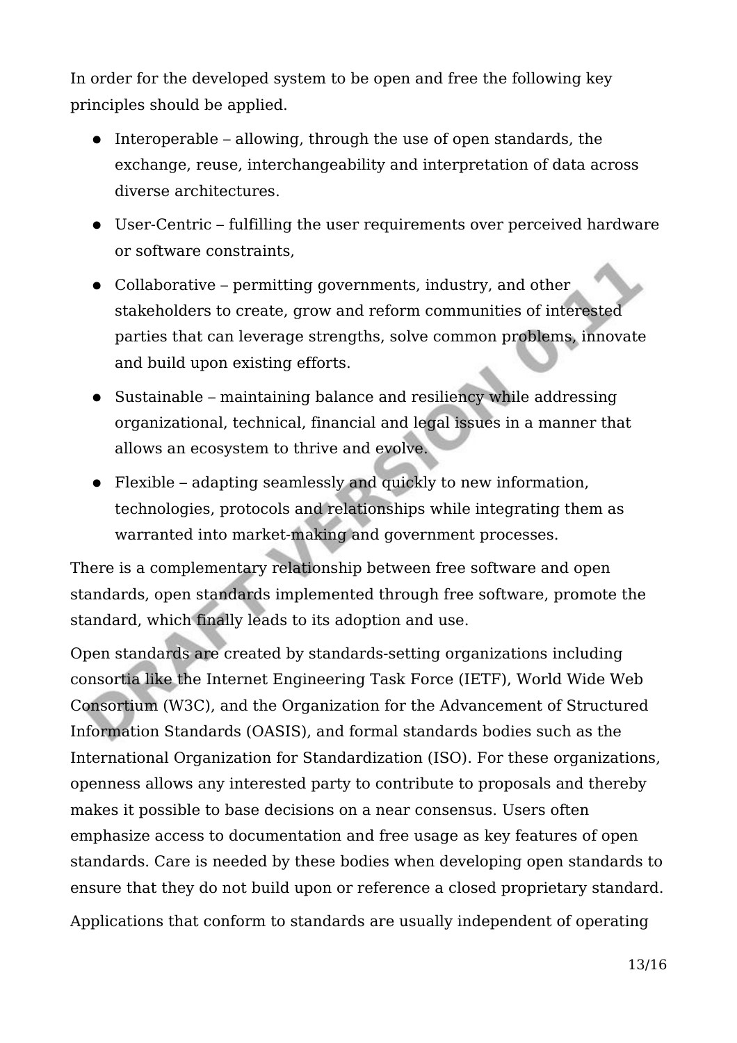In order for the developed system to be open and free the following key principles should be applied.

- Interoperable – allowing, through the use of open standards, the exchange, reuse, interchangeability and interpretation of data across diverse architectures.
- User-Centric – fulfilling the user requirements over perceived hardware or software constraints,
- Collaborative – permitting governments, industry, and other stakeholders to create, grow and reform communities of interested parties that can leverage strengths, solve common problems, innovate and build upon existing efforts.
- Sustainable – maintaining balance and resiliency while addressing organizational, technical, financial and legal issues in a manner that allows an ecosystem to thrive and evolve.
- Flexible – adapting seamlessly and quickly to new information, technologies, protocols and relationships while integrating them as warranted into market-making and government processes.

There is a complementary relationship between free software and open standards, open standards implemented through free software, promote the standard, which finally leads to its adoption and use.

Open standards are created by standards-setting organizations including consortia like the Internet Engineering Task Force (IETF), World Wide Web Consortium (W3C), and the Organization for the Advancement of Structured Information Standards (OASIS), and formal standards bodies such as the International Organization for Standardization (ISO). For these organizations, openness allows any interested party to contribute to proposals and thereby makes it possible to base decisions on a near consensus. Users often emphasize access to documentation and free usage as key features of open standards. Care is needed by these bodies when developing open standards to ensure that they do not build upon or reference a closed proprietary standard.

Applications that conform to standards are usually independent of operating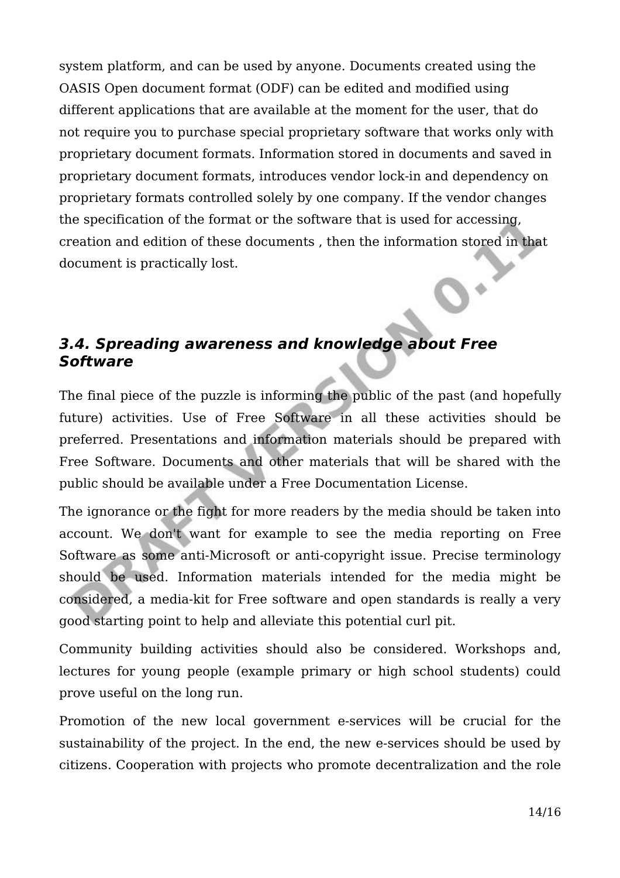system platform, and can be used by anyone. Documents created using the OASIS Open document format (ODF) can be edited and modified using different applications that are available at the moment for the user, that do not require you to purchase special proprietary software that works only with proprietary document formats. Information stored in documents and saved in proprietary document formats, introduces vendor lock-in and dependency on proprietary formats controlled solely by one company. If the vendor changes the specification of the format or the software that is used for accessing, creation and edition of these documents , then the information stored in that document is practically lost.

### *3.4. Spreading awareness and knowledge about Free Software*

The final piece of the puzzle is informing the public of the past (and hopefully future) activities. Use of Free Software in all these activities should be preferred. Presentations and information materials should be prepared with Free Software. Documents and other materials that will be shared with the public should be available under a Free Documentation License.

The ignorance or the fight for more readers by the media should be taken into account. We don't want for example to see the media reporting on Free Software as some anti-Microsoft or anti-copyright issue. Precise terminology should be used. Information materials intended for the media might be considered, a media-kit for Free software and open standards is really a very good starting point to help and alleviate this potential curl pit.

Community building activities should also be considered. Workshops and, lectures for young people (example primary or high school students) could prove useful on the long run.

Promotion of the new local government e-services will be crucial for the sustainability of the project. In the end, the new e-services should be used by citizens. Cooperation with projects who promote decentralization and the role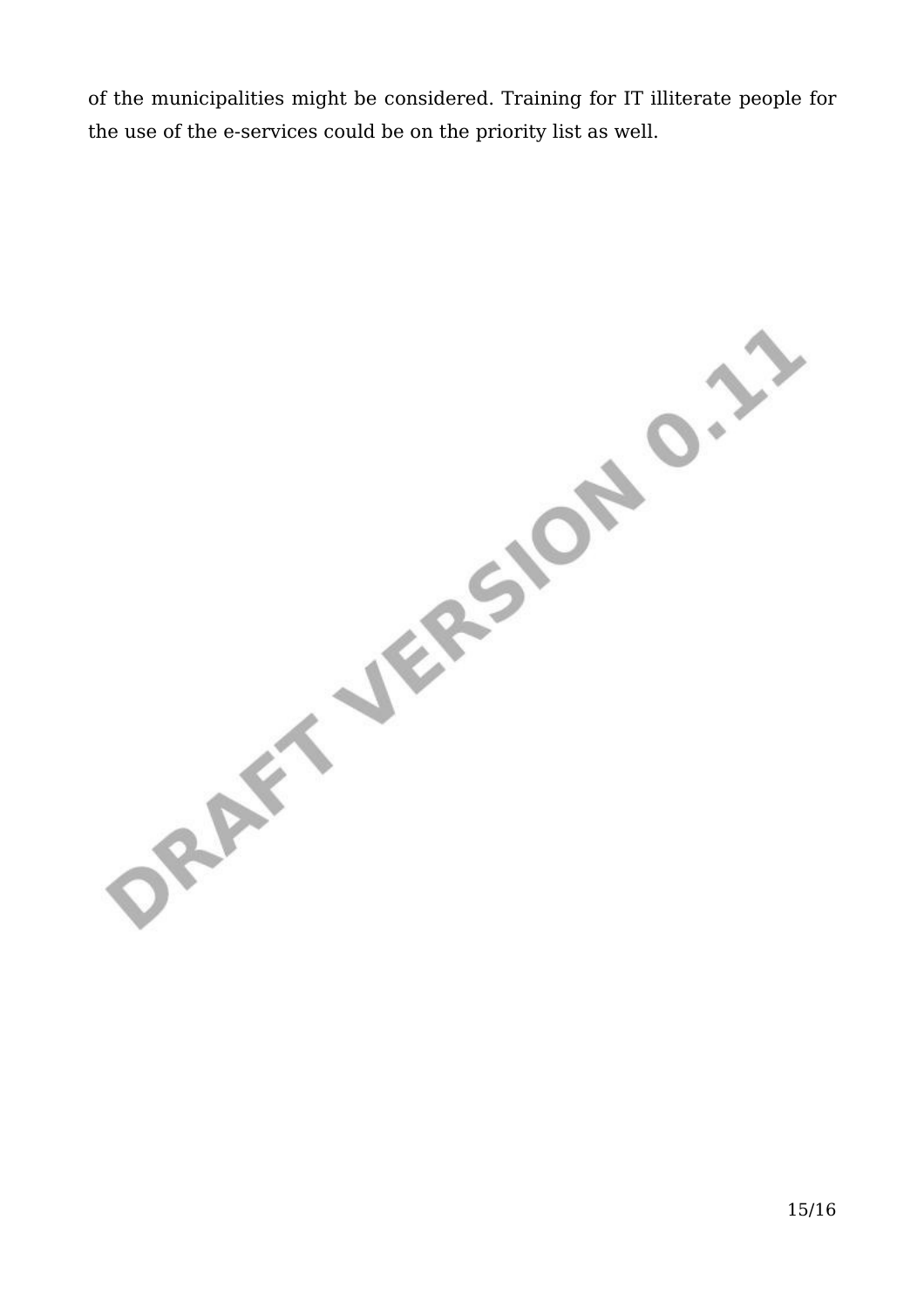of the municipalities might be considered. Training for IT illiterate people for the use of the e-services could be on the priority list as well.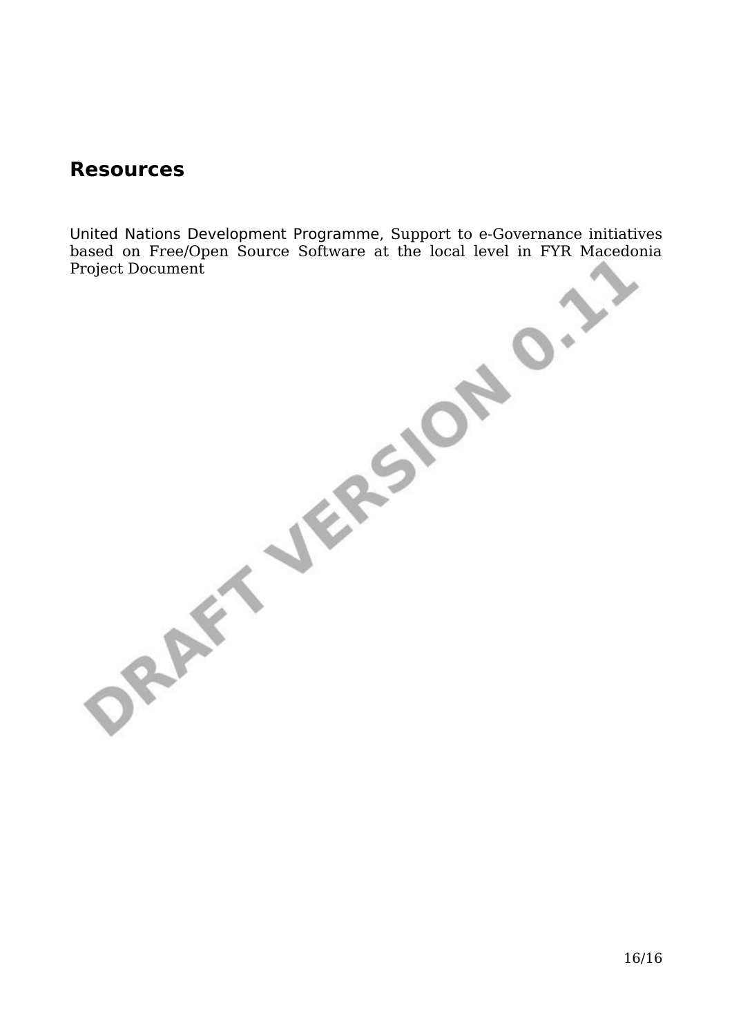## Resources

United Nations Development Programme, Support to e-Governance initiatives based on Free/Open Source Software at the local level in FYR Macedonia Project Document